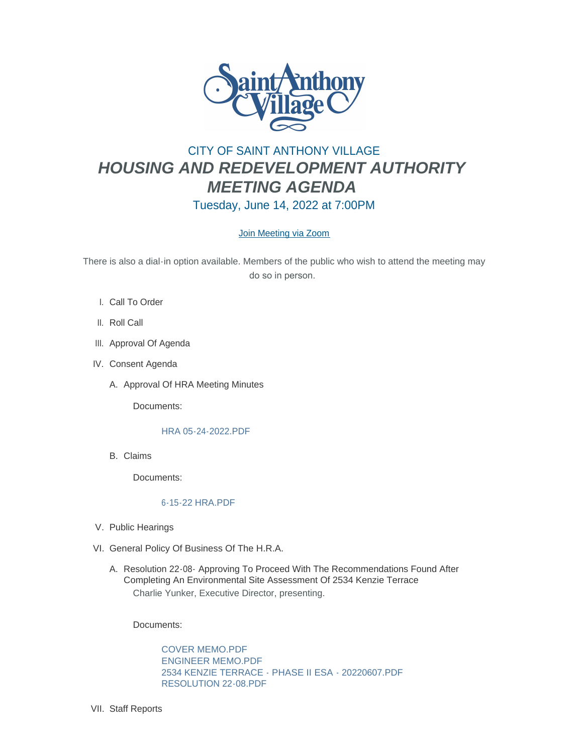CITY OF SAINT ANTHONY VILLAGE

# *HOUSING AND REDEVELOPMENT AUTHORITY MEETING AGENDA*

Tuesday, June 14, 2022 at 7:00PM

Join Meeting via Zoom

There is also a dial-in option available. Members of the public who wish to attend the meeting may do so in person.

I. Call To Order

II. Roll Call

III. Approval Of Agenda

IV. Consent Agenda

A. Approval Of HRA Meeting Minutes

Documents:

HRA 05-24-2022.PDF

B. Claims

Documents:

6-15-22 HRA.PDF

V. Public Hearings

VI. General Policy Of Business Of The H.R.A.

A. Resolution 22-08- Approving To Proceed With The Recommendations Found After Completing An Environmental Site Assessment Of 2534 Kenzie Terrace

Charlie Yunker, Executive Director, presenting.

Documents:

COVER MEMO.PDF
ENGINEER MEMO.PDF
2534 KENZIE TERRACE - PHASE II ESA - 20220607.PDF
RESOLUTION 22-08.PDF

VII. Staff Reports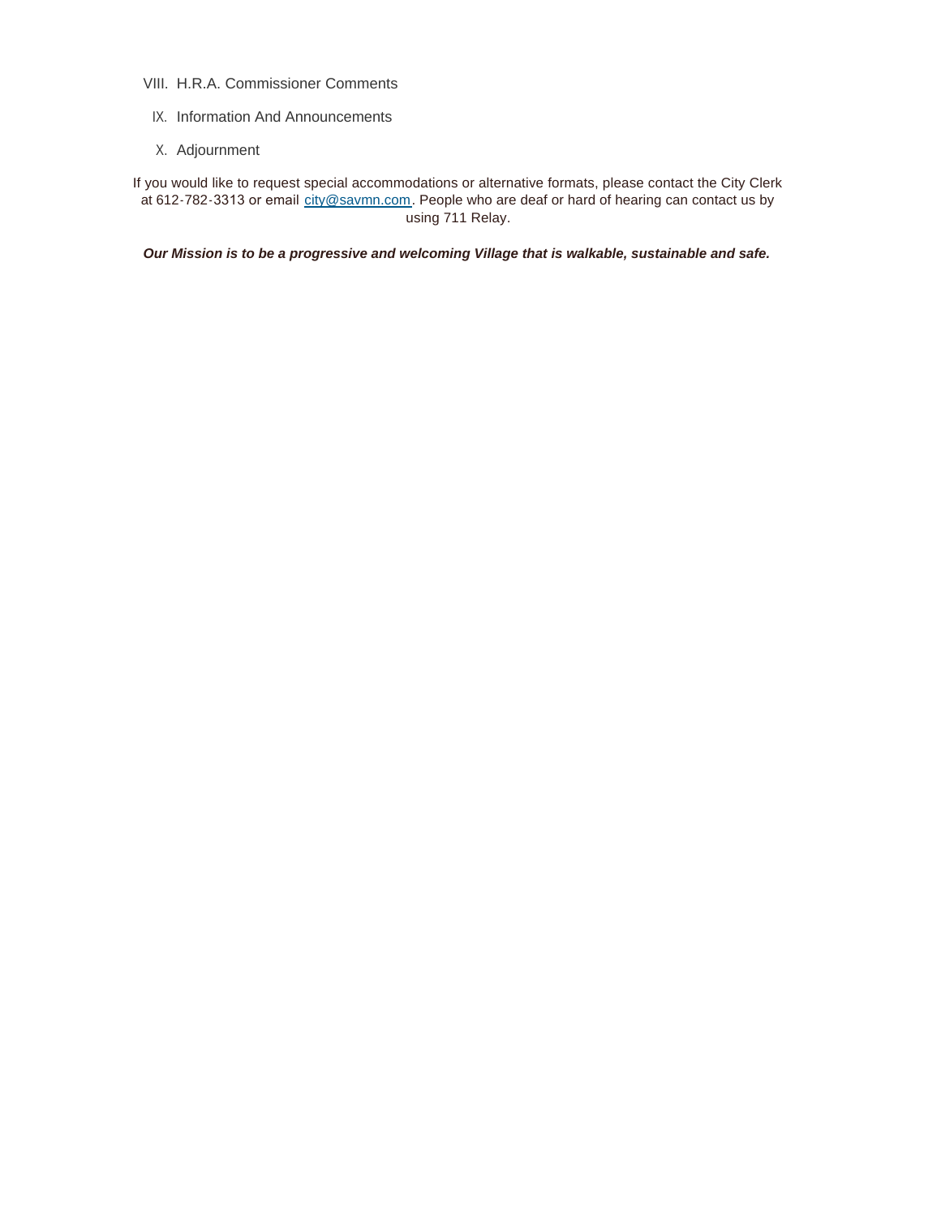VIII. H.R.A. Commissioner Comments

IX. Information And Announcements

X. Adjournment

If you would like to request special accommodations or alternative formats, please contact the City Clerk at 612-782-3313 or email city@savmn.com. People who are deaf or hard of hearing can contact us by using 711 Relay.

***Our Mission is to be a progressive and welcoming Village that is walkable, sustainable and safe.***